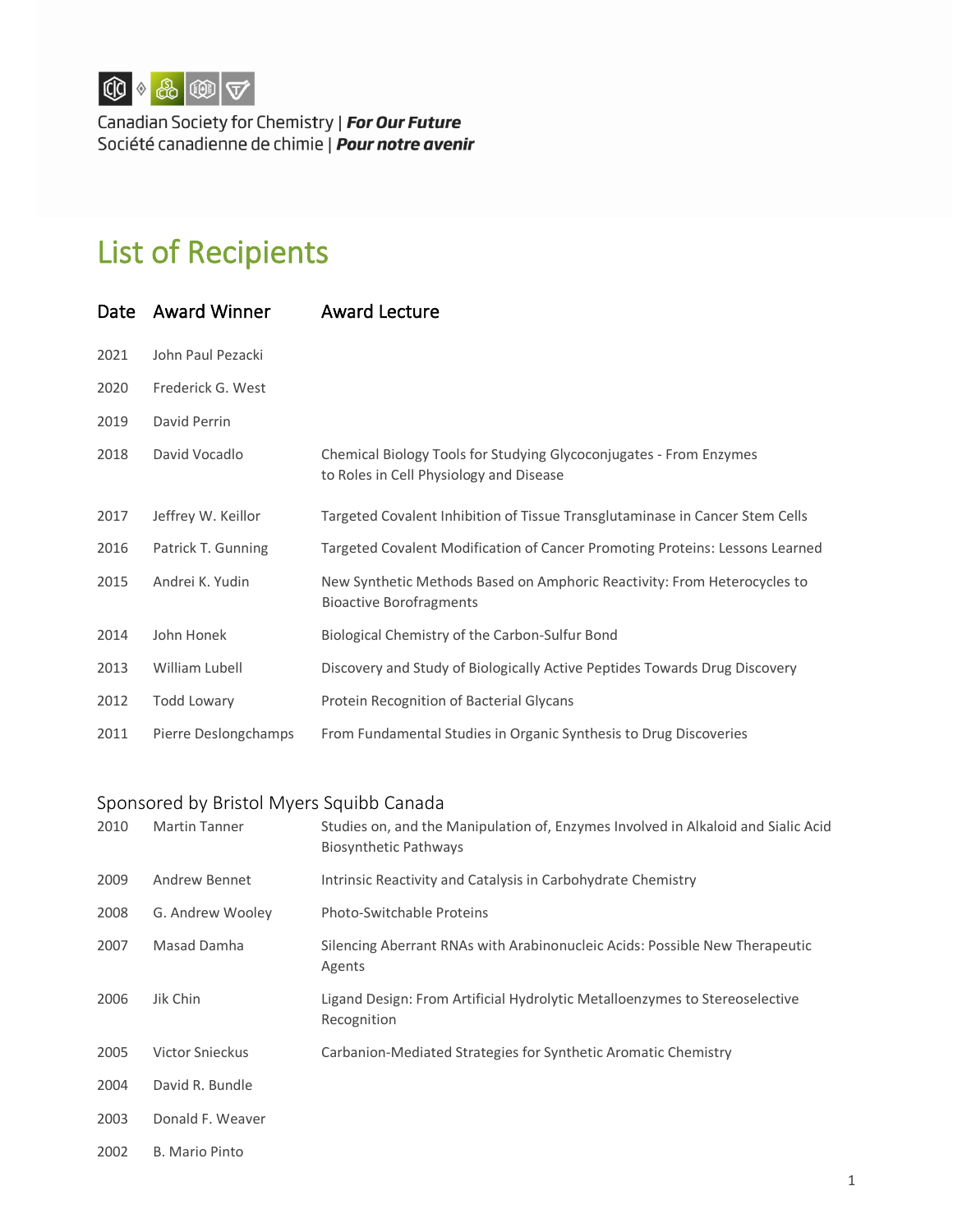Canadian Society for Chemistry | ***For Our Future***
Société canadienne de chimie | ***Pour notre avenir***

# List of Recipients

| Date | Award Winner | Award Lecture |
|---|---|---|
| 2021 | John Paul Pezacki | |
| 2020 | Frederick G. West | |
| 2019 | David Perrin | |
| 2018 | David Vocadlo | Chemical Biology Tools for Studying Glycoconjugates - From Enzymes to Roles in Cell Physiology and Disease |
| 2017 | Jeffrey W. Keillor | Targeted Covalent Inhibition of Tissue Transglutaminase in Cancer Stem Cells |
| 2016 | Patrick T. Gunning | Targeted Covalent Modification of Cancer Promoting Proteins: Lessons Learned |
| 2015 | Andrei K. Yudin | New Synthetic Methods Based on Amphoric Reactivity: From Heterocycles to Bioactive Borofragments |
| 2014 | John Honek | Biological Chemistry of the Carbon-Sulfur Bond |
| 2013 | William Lubell | Discovery and Study of Biologically Active Peptides Towards Drug Discovery |
| 2012 | Todd Lowary | Protein Recognition of Bacterial Glycans |
| 2011 | Pierre Deslongchamps | From Fundamental Studies in Organic Synthesis to Drug Discoveries |

## Sponsored by Bristol Myers Squibb Canada

| Date | Award Winner | Award Lecture |
|---|---|---|
| 2010 | Martin Tanner | Studies on, and the Manipulation of, Enzymes Involved in Alkaloid and Sialic Acid Biosynthetic Pathways |
| 2009 | Andrew Bennet | Intrinsic Reactivity and Catalysis in Carbohydrate Chemistry |
| 2008 | G. Andrew Wooley | Photo-Switchable Proteins |
| 2007 | Masad Damha | Silencing Aberrant RNAs with Arabinonucleic Acids: Possible New Therapeutic Agents |
| 2006 | Jik Chin | Ligand Design: From Artificial Hydrolytic Metalloenzymes to Stereoselective Recognition |
| 2005 | Victor Snieckus | Carbanion-Mediated Strategies for Synthetic Aromatic Chemistry |
| 2004 | David R. Bundle | |
| 2003 | Donald F. Weaver | |
| 2002 | B. Mario Pinto | |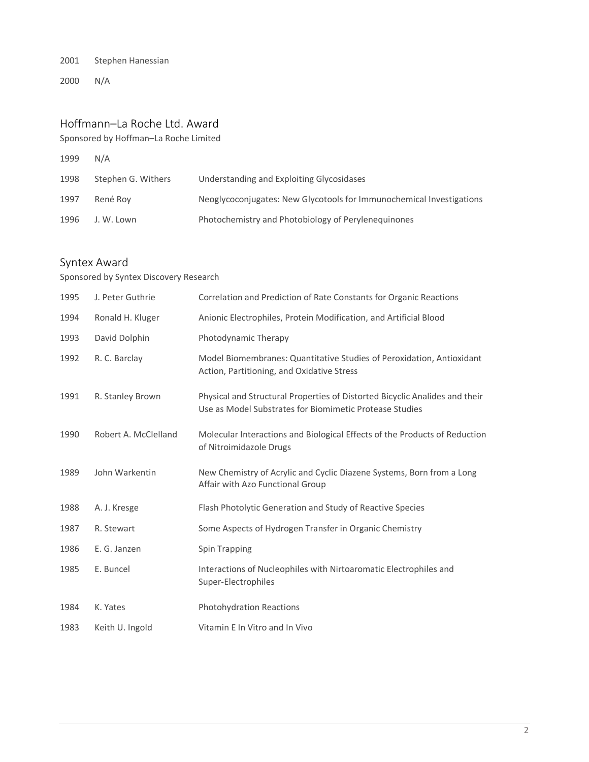| | | |
|---|---|---|
| 2001 | Stephen Hanessian | |
| 2000 | N/A | |

## Hoffmann–La Roche Ltd. Award

Sponsored by Hoffman–La Roche Limited

| | | |
|---|---|---|
| 1999 | N/A | |
| 1998 | Stephen G. Withers | Understanding and Exploiting Glycosidases |
| 1997 | René Roy | Neoglycoconjugates: New Glycotools for Immunochemical Investigations |
| 1996 | J. W. Lown | Photochemistry and Photobiology of Perylenequinones |

## Syntex Award

Sponsored by Syntex Discovery Research

| | | |
|---|---|---|
| 1995 | J. Peter Guthrie | Correlation and Prediction of Rate Constants for Organic Reactions |
| 1994 | Ronald H. Kluger | Anionic Electrophiles, Protein Modification, and Artificial Blood |
| 1993 | David Dolphin | Photodynamic Therapy |
| 1992 | R. C. Barclay | Model Biomembranes: Quantitative Studies of Peroxidation, Antioxidant Action, Partitioning, and Oxidative Stress |
| 1991 | R. Stanley Brown | Physical and Structural Properties of Distorted Bicyclic Analides and their Use as Model Substrates for Biomimetic Protease Studies |
| 1990 | Robert A. McClelland | Molecular Interactions and Biological Effects of the Products of Reduction of Nitroimidazole Drugs |
| 1989 | John Warkentin | New Chemistry of Acrylic and Cyclic Diazene Systems, Born from a Long Affair with Azo Functional Group |
| 1988 | A. J. Kresge | Flash Photolytic Generation and Study of Reactive Species |
| 1987 | R. Stewart | Some Aspects of Hydrogen Transfer in Organic Chemistry |
| 1986 | E. G. Janzen | Spin Trapping |
| 1985 | E. Buncel | Interactions of Nucleophiles with Nirtoaromatic Electrophiles and Super-Electrophiles |
| 1984 | K. Yates | Photohydration Reactions |
| 1983 | Keith U. Ingold | Vitamin E In Vitro and In Vivo |